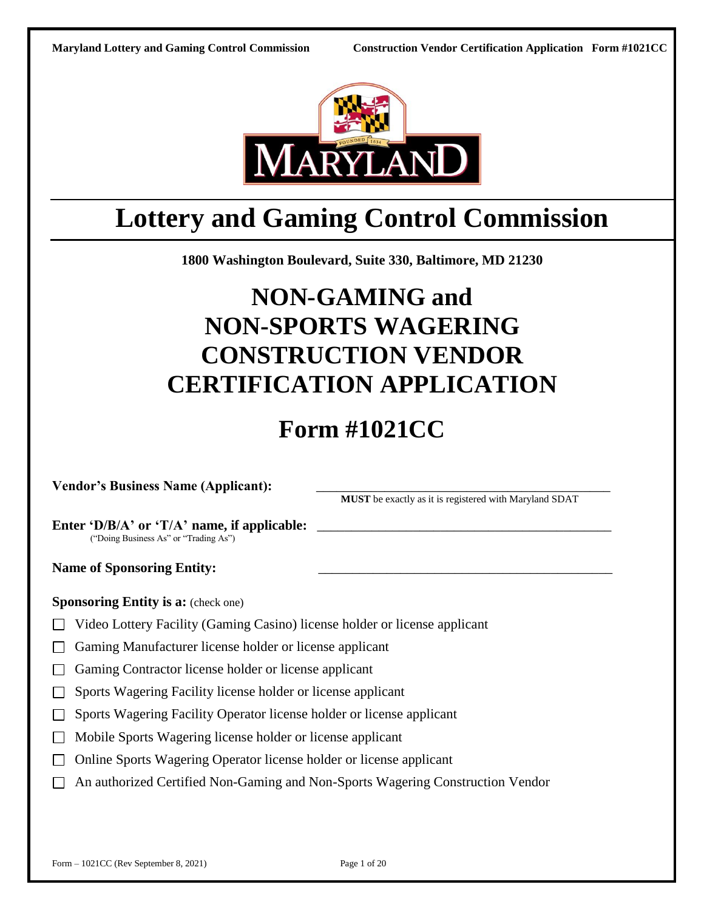# Lottery and Gaming Control Commission

**1800 Washington Boulevard, Suite 330, Baltimore, MD 21230**

# NON-GAMING and NON-SPORTS WAGERING CONSTRUCTION VENDOR CERTIFICATION APPLICATION

# Form #1021CC

**Vendor's Business Name (Applicant):** ____________________________________________
**MUST** be exactly as it is registered with Maryland SDAT

**Enter 'D/B/A' or 'T/A' name, if applicable:** ____________________________________________
("Doing Business As" or "Trading As")

**Name of Sponsoring Entity:** ____________________________________________

**Sponsoring Entity is a:** (check one)

- ☐ Video Lottery Facility (Gaming Casino) license holder or license applicant
- ☐ Gaming Manufacturer license holder or license applicant
- ☐ Gaming Contractor license holder or license applicant
- ☐ Sports Wagering Facility license holder or license applicant
- ☐ Sports Wagering Facility Operator license holder or license applicant
- ☐ Mobile Sports Wagering license holder or license applicant
- ☐ Online Sports Wagering Operator license holder or license applicant
- ☐ An authorized Certified Non-Gaming and Non-Sports Wagering Construction Vendor

Form – 1021CC (Rev September 8, 2021)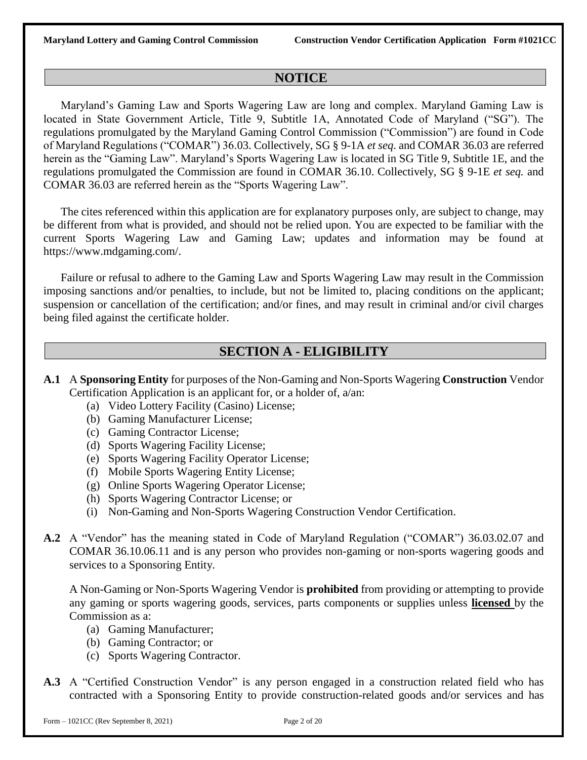## NOTICE

Maryland's Gaming Law and Sports Wagering Law are long and complex. Maryland Gaming Law is located in State Government Article, Title 9, Subtitle 1A, Annotated Code of Maryland ("SG"). The regulations promulgated by the Maryland Gaming Control Commission ("Commission") are found in Code of Maryland Regulations ("COMAR") 36.03. Collectively, SG § 9-1A *et seq*. and COMAR 36.03 are referred herein as the "Gaming Law". Maryland's Sports Wagering Law is located in SG Title 9, Subtitle 1E, and the regulations promulgated the Commission are found in COMAR 36.10. Collectively, SG § 9-1E *et seq.* and COMAR 36.03 are referred herein as the "Sports Wagering Law".

The cites referenced within this application are for explanatory purposes only, are subject to change, may be different from what is provided, and should not be relied upon. You are expected to be familiar with the current Sports Wagering Law and Gaming Law; updates and information may be found at https://www.mdgaming.com/.

Failure or refusal to adhere to the Gaming Law and Sports Wagering Law may result in the Commission imposing sanctions and/or penalties, to include, but not be limited to, placing conditions on the applicant; suspension or cancellation of the certification; and/or fines, and may result in criminal and/or civil charges being filed against the certificate holder.

## SECTION A - ELIGIBILITY

**A.1** A **Sponsoring Entity** for purposes of the Non-Gaming and Non-Sports Wagering **Construction** Vendor Certification Application is an applicant for, or a holder of, a/an:

(a) Video Lottery Facility (Casino) License;
(b) Gaming Manufacturer License;
(c) Gaming Contractor License;
(d) Sports Wagering Facility License;
(e) Sports Wagering Facility Operator License;
(f) Mobile Sports Wagering Entity License;
(g) Online Sports Wagering Operator License;
(h) Sports Wagering Contractor License; or
(i) Non-Gaming and Non-Sports Wagering Construction Vendor Certification.

**A.2** A "Vendor" has the meaning stated in Code of Maryland Regulation ("COMAR") 36.03.02.07 and COMAR 36.10.06.11 and is any person who provides non-gaming or non-sports wagering goods and services to a Sponsoring Entity.

A Non-Gaming or Non-Sports Wagering Vendor is **prohibited** from providing or attempting to provide any gaming or sports wagering goods, services, parts components or supplies unless **licensed** by the Commission as a:

(a) Gaming Manufacturer;
(b) Gaming Contractor; or
(c) Sports Wagering Contractor.

**A.3** A "Certified Construction Vendor" is any person engaged in a construction related field who has contracted with a Sponsoring Entity to provide construction-related goods and/or services and has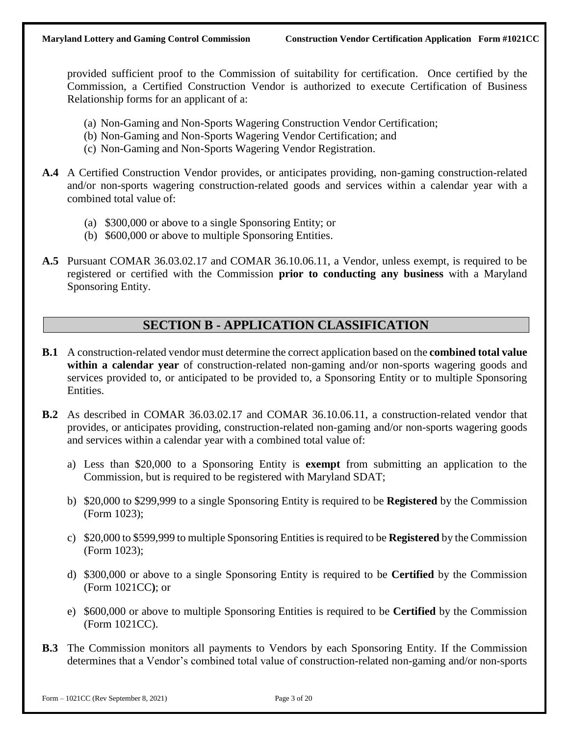provided sufficient proof to the Commission of suitability for certification. Once certified by the Commission, a Certified Construction Vendor is authorized to execute Certification of Business Relationship forms for an applicant of a:

(a) Non-Gaming and Non-Sports Wagering Construction Vendor Certification;
(b) Non-Gaming and Non-Sports Wagering Vendor Certification; and
(c) Non-Gaming and Non-Sports Wagering Vendor Registration.

**A.4** A Certified Construction Vendor provides, or anticipates providing, non-gaming construction-related and/or non-sports wagering construction-related goods and services within a calendar year with a combined total value of:

(a) $300,000 or above to a single Sponsoring Entity; or
(b) $600,000 or above to multiple Sponsoring Entities.

**A.5** Pursuant COMAR 36.03.02.17 and COMAR 36.10.06.11, a Vendor, unless exempt, is required to be registered or certified with the Commission **prior to conducting any business** with a Maryland Sponsoring Entity.

## SECTION B - APPLICATION CLASSIFICATION

**B.1** A construction-related vendor must determine the correct application based on the **combined total value within a calendar year** of construction-related non-gaming and/or non-sports wagering goods and services provided to, or anticipated to be provided to, a Sponsoring Entity or to multiple Sponsoring Entities.

**B.2** As described in COMAR 36.03.02.17 and COMAR 36.10.06.11, a construction-related vendor that provides, or anticipates providing, construction-related non-gaming and/or non-sports wagering goods and services within a calendar year with a combined total value of:

a) Less than $20,000 to a Sponsoring Entity is **exempt** from submitting an application to the Commission, but is required to be registered with Maryland SDAT;

b) $20,000 to $299,999 to a single Sponsoring Entity is required to be **Registered** by the Commission (Form 1023);

c) $20,000 to $599,999 to multiple Sponsoring Entities is required to be **Registered** by the Commission (Form 1023);

d) $300,000 or above to a single Sponsoring Entity is required to be **Certified** by the Commission (Form 1021CC); or

e) $600,000 or above to multiple Sponsoring Entities is required to be **Certified** by the Commission (Form 1021CC).

**B.3** The Commission monitors all payments to Vendors by each Sponsoring Entity. If the Commission determines that a Vendor's combined total value of construction-related non-gaming and/or non-sports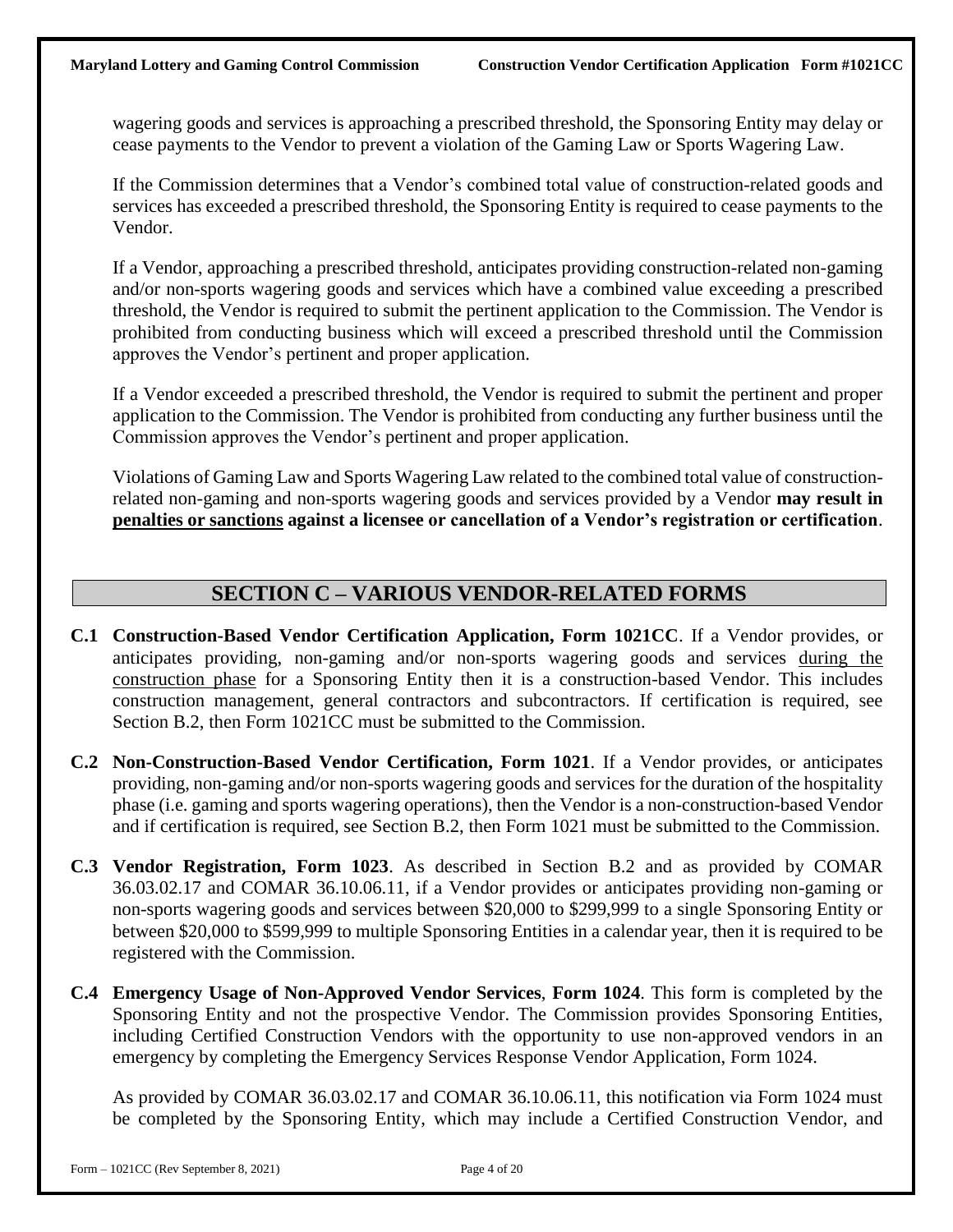wagering goods and services is approaching a prescribed threshold, the Sponsoring Entity may delay or cease payments to the Vendor to prevent a violation of the Gaming Law or Sports Wagering Law.

If the Commission determines that a Vendor's combined total value of construction-related goods and services has exceeded a prescribed threshold, the Sponsoring Entity is required to cease payments to the Vendor.

If a Vendor, approaching a prescribed threshold, anticipates providing construction-related non-gaming and/or non-sports wagering goods and services which have a combined value exceeding a prescribed threshold, the Vendor is required to submit the pertinent application to the Commission. The Vendor is prohibited from conducting business which will exceed a prescribed threshold until the Commission approves the Vendor's pertinent and proper application.

If a Vendor exceeded a prescribed threshold, the Vendor is required to submit the pertinent and proper application to the Commission. The Vendor is prohibited from conducting any further business until the Commission approves the Vendor's pertinent and proper application.

Violations of Gaming Law and Sports Wagering Law related to the combined total value of construction-related non-gaming and non-sports wagering goods and services provided by a Vendor **may result in <u>penalties or sanctions</u> against a licensee or cancellation of a Vendor's registration or certification**.

## SECTION C – VARIOUS VENDOR-RELATED FORMS

**C.1 Construction-Based Vendor Certification Application, Form 1021CC**. If a Vendor provides, or anticipates providing, non-gaming and/or non-sports wagering goods and services <u>during the construction phase</u> for a Sponsoring Entity then it is a construction-based Vendor. This includes construction management, general contractors and subcontractors. If certification is required, see Section B.2, then Form 1021CC must be submitted to the Commission.

**C.2 Non-Construction-Based Vendor Certification, Form 1021**. If a Vendor provides, or anticipates providing, non-gaming and/or non-sports wagering goods and services for the duration of the hospitality phase (i.e. gaming and sports wagering operations), then the Vendor is a non-construction-based Vendor and if certification is required, see Section B.2, then Form 1021 must be submitted to the Commission.

**C.3 Vendor Registration, Form 1023**. As described in Section B.2 and as provided by COMAR 36.03.02.17 and COMAR 36.10.06.11, if a Vendor provides or anticipates providing non-gaming or non-sports wagering goods and services between $20,000 to $299,999 to a single Sponsoring Entity or between $20,000 to $599,999 to multiple Sponsoring Entities in a calendar year, then it is required to be registered with the Commission.

**C.4 Emergency Usage of Non-Approved Vendor Services**, **Form 1024**. This form is completed by the Sponsoring Entity and not the prospective Vendor. The Commission provides Sponsoring Entities, including Certified Construction Vendors with the opportunity to use non-approved vendors in an emergency by completing the Emergency Services Response Vendor Application, Form 1024.

As provided by COMAR 36.03.02.17 and COMAR 36.10.06.11, this notification via Form 1024 must be completed by the Sponsoring Entity, which may include a Certified Construction Vendor, and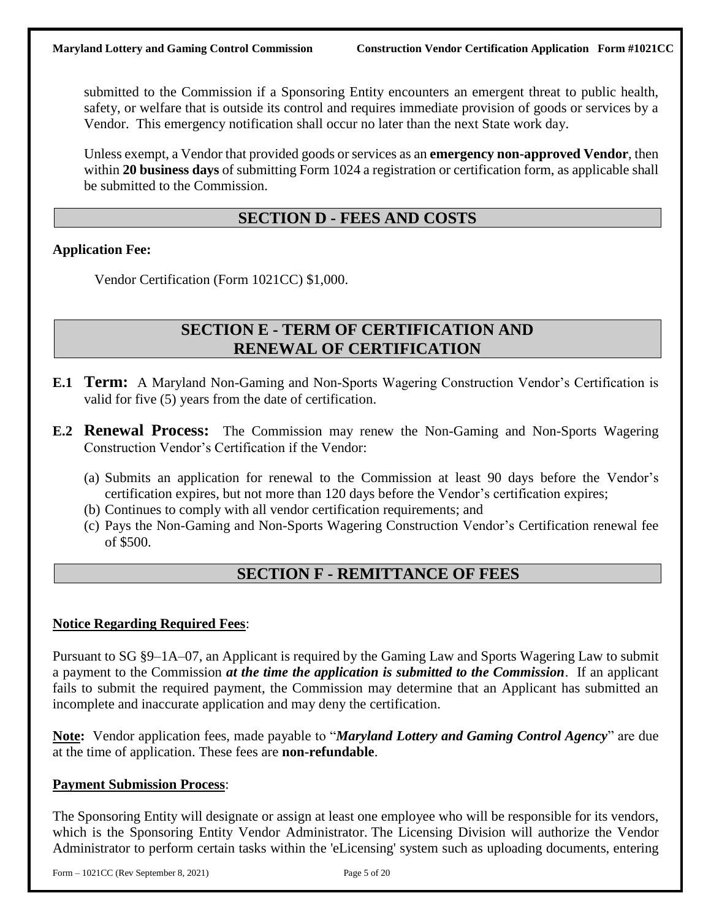submitted to the Commission if a Sponsoring Entity encounters an emergent threat to public health, safety, or welfare that is outside its control and requires immediate provision of goods or services by a Vendor. This emergency notification shall occur no later than the next State work day.

Unless exempt, a Vendor that provided goods or services as an **emergency non-approved Vendor**, then within **20 business days** of submitting Form 1024 a registration or certification form, as applicable shall be submitted to the Commission.

## SECTION D - FEES AND COSTS

**Application Fee:**

Vendor Certification (Form 1021CC) $1,000.

## SECTION E - TERM OF CERTIFICATION AND RENEWAL OF CERTIFICATION

**E.1 Term:** A Maryland Non-Gaming and Non-Sports Wagering Construction Vendor's Certification is valid for five (5) years from the date of certification.

**E.2 Renewal Process:** The Commission may renew the Non-Gaming and Non-Sports Wagering Construction Vendor's Certification if the Vendor:

(a) Submits an application for renewal to the Commission at least 90 days before the Vendor's certification expires, but not more than 120 days before the Vendor's certification expires;
(b) Continues to comply with all vendor certification requirements; and
(c) Pays the Non-Gaming and Non-Sports Wagering Construction Vendor's Certification renewal fee of $500.

## SECTION F - REMITTANCE OF FEES

**Notice Regarding Required Fees**:

Pursuant to SG §9–1A–07, an Applicant is required by the Gaming Law and Sports Wagering Law to submit a payment to the Commission ***at the time the application is submitted to the Commission***. If an applicant fails to submit the required payment, the Commission may determine that an Applicant has submitted an incomplete and inaccurate application and may deny the certification.

**Note:** Vendor application fees, made payable to "***Maryland Lottery and Gaming Control Agency***" are due at the time of application. These fees are **non-refundable**.

**Payment Submission Process**:

The Sponsoring Entity will designate or assign at least one employee who will be responsible for its vendors, which is the Sponsoring Entity Vendor Administrator. The Licensing Division will authorize the Vendor Administrator to perform certain tasks within the 'eLicensing' system such as uploading documents, entering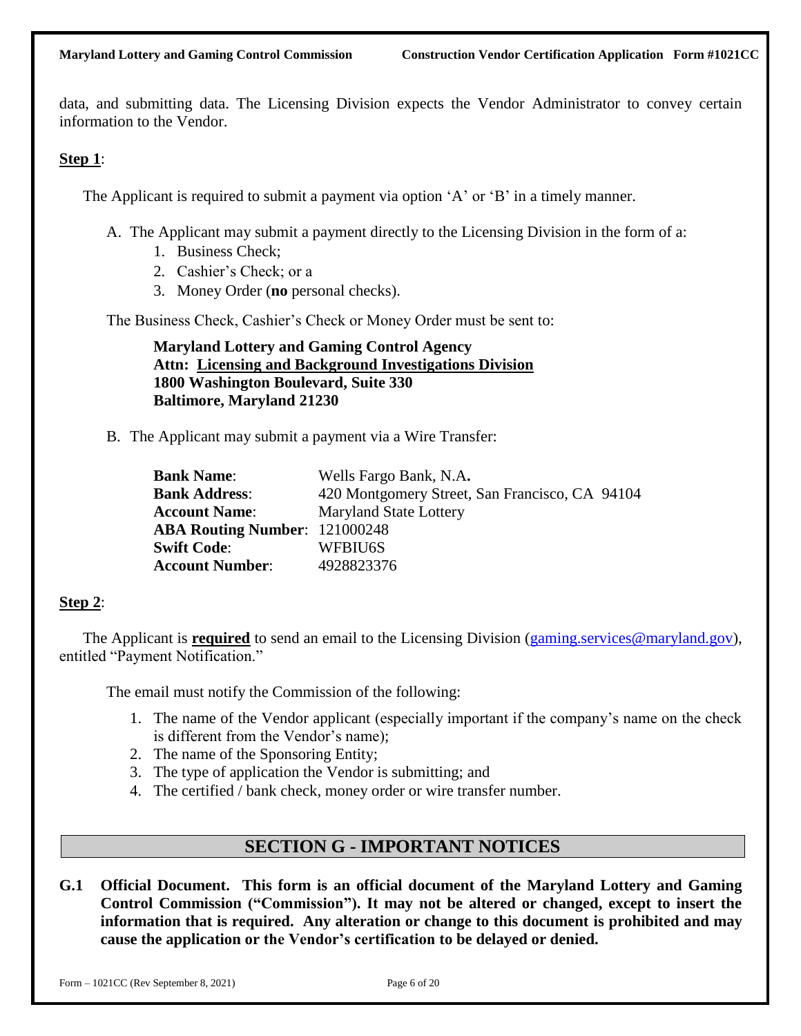data, and submitting data. The Licensing Division expects the Vendor Administrator to convey certain information to the Vendor.

**Step 1**:

The Applicant is required to submit a payment via option 'A' or 'B' in a timely manner.

A. The Applicant may submit a payment directly to the Licensing Division in the form of a:
   1. Business Check;
   2. Cashier's Check; or a
   3. Money Order (**no** personal checks).

The Business Check, Cashier's Check or Money Order must be sent to:

> **Maryland Lottery and Gaming Control Agency**
> **Attn: Licensing and Background Investigations Division**
> **1800 Washington Boulevard, Suite 330**
> **Baltimore, Maryland 21230**

B. The Applicant may submit a payment via a Wire Transfer:

| | |
|---|---|
| **Bank Name**: | Wells Fargo Bank, N.A**.** |
| **Bank Address**: | 420 Montgomery Street, San Francisco, CA 94104 |
| **Account Name**: | Maryland State Lottery |
| **ABA Routing Number**: | 121000248 |
| **Swift Code**: | WFBIU6S |
| **Account Number**: | 4928823376 |

**Step 2**:

The Applicant is **required** to send an email to the Licensing Division (gaming.services@maryland.gov), entitled "Payment Notification."

The email must notify the Commission of the following:

1. The name of the Vendor applicant (especially important if the company's name on the check is different from the Vendor's name);
2. The name of the Sponsoring Entity;
3. The type of application the Vendor is submitting; and
4. The certified / bank check, money order or wire transfer number.

## SECTION G - IMPORTANT NOTICES

**G.1 Official Document. This form is an official document of the Maryland Lottery and Gaming Control Commission ("Commission"). It may not be altered or changed, except to insert the information that is required. Any alteration or change to this document is prohibited and may cause the application or the Vendor's certification to be delayed or denied.**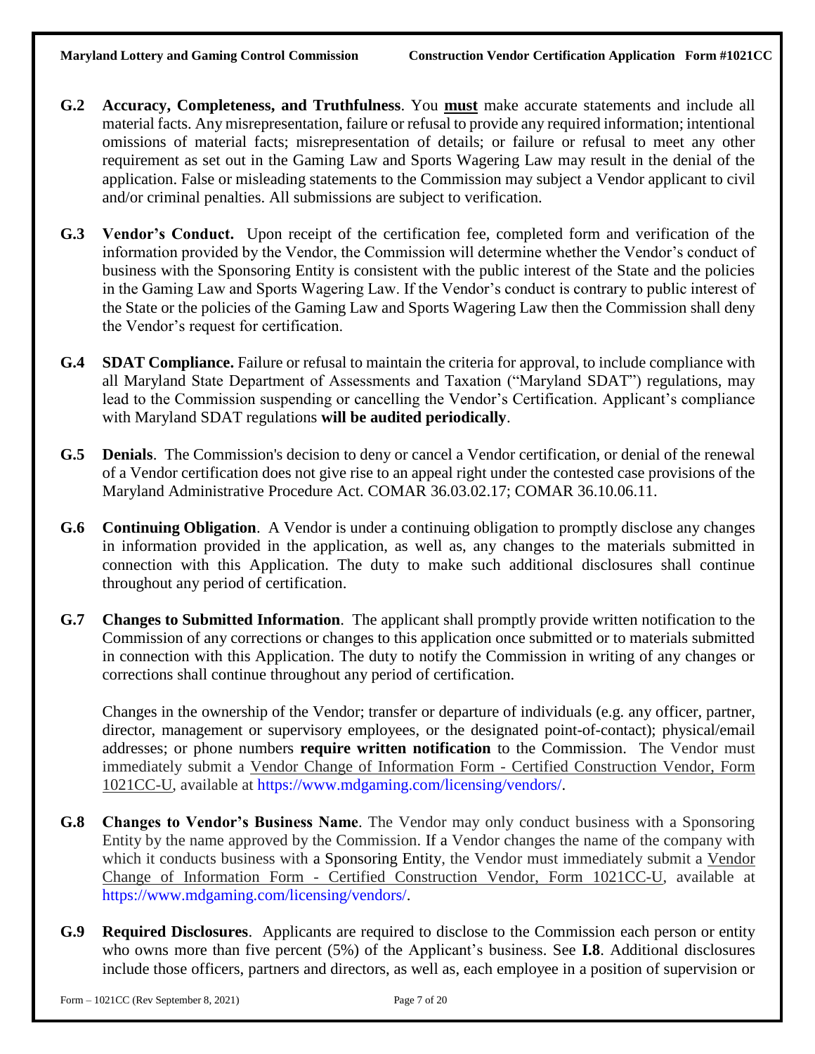**G.2 Accuracy, Completeness, and Truthfulness**. You **must** make accurate statements and include all material facts. Any misrepresentation, failure or refusal to provide any required information; intentional omissions of material facts; misrepresentation of details; or failure or refusal to meet any other requirement as set out in the Gaming Law and Sports Wagering Law may result in the denial of the application. False or misleading statements to the Commission may subject a Vendor applicant to civil and/or criminal penalties. All submissions are subject to verification.

**G.3 Vendor's Conduct.** Upon receipt of the certification fee, completed form and verification of the information provided by the Vendor, the Commission will determine whether the Vendor's conduct of business with the Sponsoring Entity is consistent with the public interest of the State and the policies in the Gaming Law and Sports Wagering Law. If the Vendor's conduct is contrary to public interest of the State or the policies of the Gaming Law and Sports Wagering Law then the Commission shall deny the Vendor's request for certification.

**G.4 SDAT Compliance.** Failure or refusal to maintain the criteria for approval, to include compliance with all Maryland State Department of Assessments and Taxation ("Maryland SDAT") regulations, may lead to the Commission suspending or cancelling the Vendor's Certification. Applicant's compliance with Maryland SDAT regulations **will be audited periodically**.

**G.5 Denials**. The Commission's decision to deny or cancel a Vendor certification, or denial of the renewal of a Vendor certification does not give rise to an appeal right under the contested case provisions of the Maryland Administrative Procedure Act. COMAR 36.03.02.17; COMAR 36.10.06.11.

**G.6 Continuing Obligation**. A Vendor is under a continuing obligation to promptly disclose any changes in information provided in the application, as well as, any changes to the materials submitted in connection with this Application. The duty to make such additional disclosures shall continue throughout any period of certification.

**G.7 Changes to Submitted Information**. The applicant shall promptly provide written notification to the Commission of any corrections or changes to this application once submitted or to materials submitted in connection with this Application. The duty to notify the Commission in writing of any changes or corrections shall continue throughout any period of certification.

Changes in the ownership of the Vendor; transfer or departure of individuals (e.g. any officer, partner, director, management or supervisory employees, or the designated point-of-contact); physical/email addresses; or phone numbers **require written notification** to the Commission. The Vendor must immediately submit a Vendor Change of Information Form - Certified Construction Vendor, Form 1021CC-U, available at https://www.mdgaming.com/licensing/vendors/.

**G.8 Changes to Vendor's Business Name**. The Vendor may only conduct business with a Sponsoring Entity by the name approved by the Commission. If a Vendor changes the name of the company with which it conducts business with a Sponsoring Entity, the Vendor must immediately submit a Vendor Change of Information Form - Certified Construction Vendor, Form 1021CC-U, available at https://www.mdgaming.com/licensing/vendors/.

**G.9 Required Disclosures**. Applicants are required to disclose to the Commission each person or entity who owns more than five percent (5%) of the Applicant's business. See **I.8**. Additional disclosures include those officers, partners and directors, as well as, each employee in a position of supervision or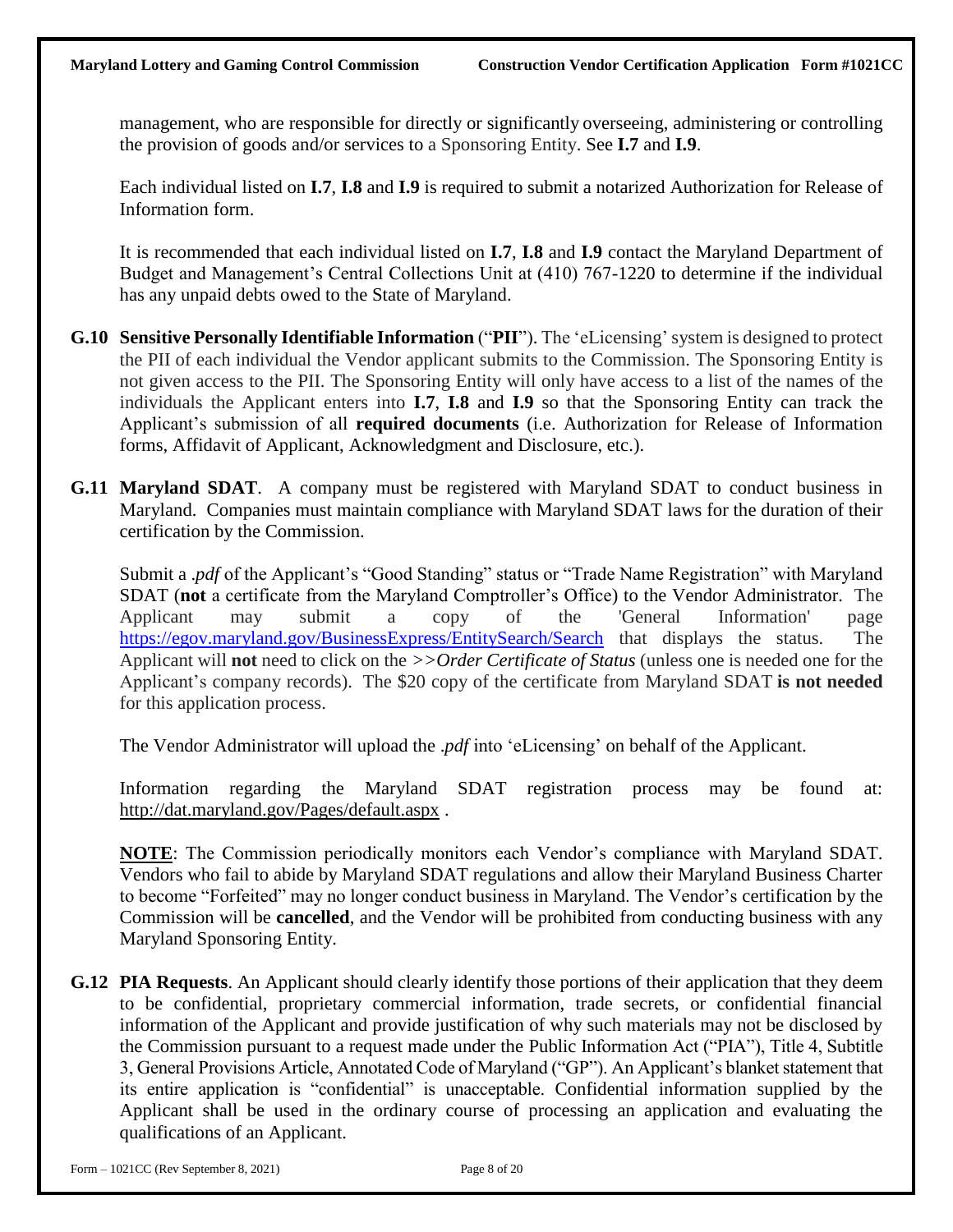management, who are responsible for directly or significantly overseeing, administering or controlling the provision of goods and/or services to a Sponsoring Entity. See **I.7** and **I.9**.

Each individual listed on **I.7**, **I.8** and **I.9** is required to submit a notarized Authorization for Release of Information form.

It is recommended that each individual listed on **I.7**, **I.8** and **I.9** contact the Maryland Department of Budget and Management's Central Collections Unit at (410) 767-1220 to determine if the individual has any unpaid debts owed to the State of Maryland.

**G.10 Sensitive Personally Identifiable Information** ("**PII**"). The 'eLicensing' system is designed to protect the PII of each individual the Vendor applicant submits to the Commission. The Sponsoring Entity is not given access to the PII. The Sponsoring Entity will only have access to a list of the names of the individuals the Applicant enters into **I.7**, **I.8** and **I.9** so that the Sponsoring Entity can track the Applicant's submission of all **required documents** (i.e. Authorization for Release of Information forms, Affidavit of Applicant, Acknowledgment and Disclosure, etc.).

**G.11 Maryland SDAT**. A company must be registered with Maryland SDAT to conduct business in Maryland. Companies must maintain compliance with Maryland SDAT laws for the duration of their certification by the Commission.

Submit a *.pdf* of the Applicant's "Good Standing" status or "Trade Name Registration" with Maryland SDAT (**not** a certificate from the Maryland Comptroller's Office) to the Vendor Administrator. The Applicant may submit a copy of the 'General Information' page https://egov.maryland.gov/BusinessExpress/EntitySearch/Search that displays the status. The Applicant will **not** need to click on the *>>Order Certificate of Status* (unless one is needed one for the Applicant's company records). The $20 copy of the certificate from Maryland SDAT **is not needed** for this application process.

The Vendor Administrator will upload the *.pdf* into 'eLicensing' on behalf of the Applicant.

Information regarding the Maryland SDAT registration process may be found at: http://dat.maryland.gov/Pages/default.aspx .

**NOTE**: The Commission periodically monitors each Vendor's compliance with Maryland SDAT. Vendors who fail to abide by Maryland SDAT regulations and allow their Maryland Business Charter to become "Forfeited" may no longer conduct business in Maryland. The Vendor's certification by the Commission will be **cancelled**, and the Vendor will be prohibited from conducting business with any Maryland Sponsoring Entity.

**G.12 PIA Requests**. An Applicant should clearly identify those portions of their application that they deem to be confidential, proprietary commercial information, trade secrets, or confidential financial information of the Applicant and provide justification of why such materials may not be disclosed by the Commission pursuant to a request made under the Public Information Act ("PIA"), Title 4, Subtitle 3, General Provisions Article, Annotated Code of Maryland ("GP"). An Applicant's blanket statement that its entire application is "confidential" is unacceptable. Confidential information supplied by the Applicant shall be used in the ordinary course of processing an application and evaluating the qualifications of an Applicant.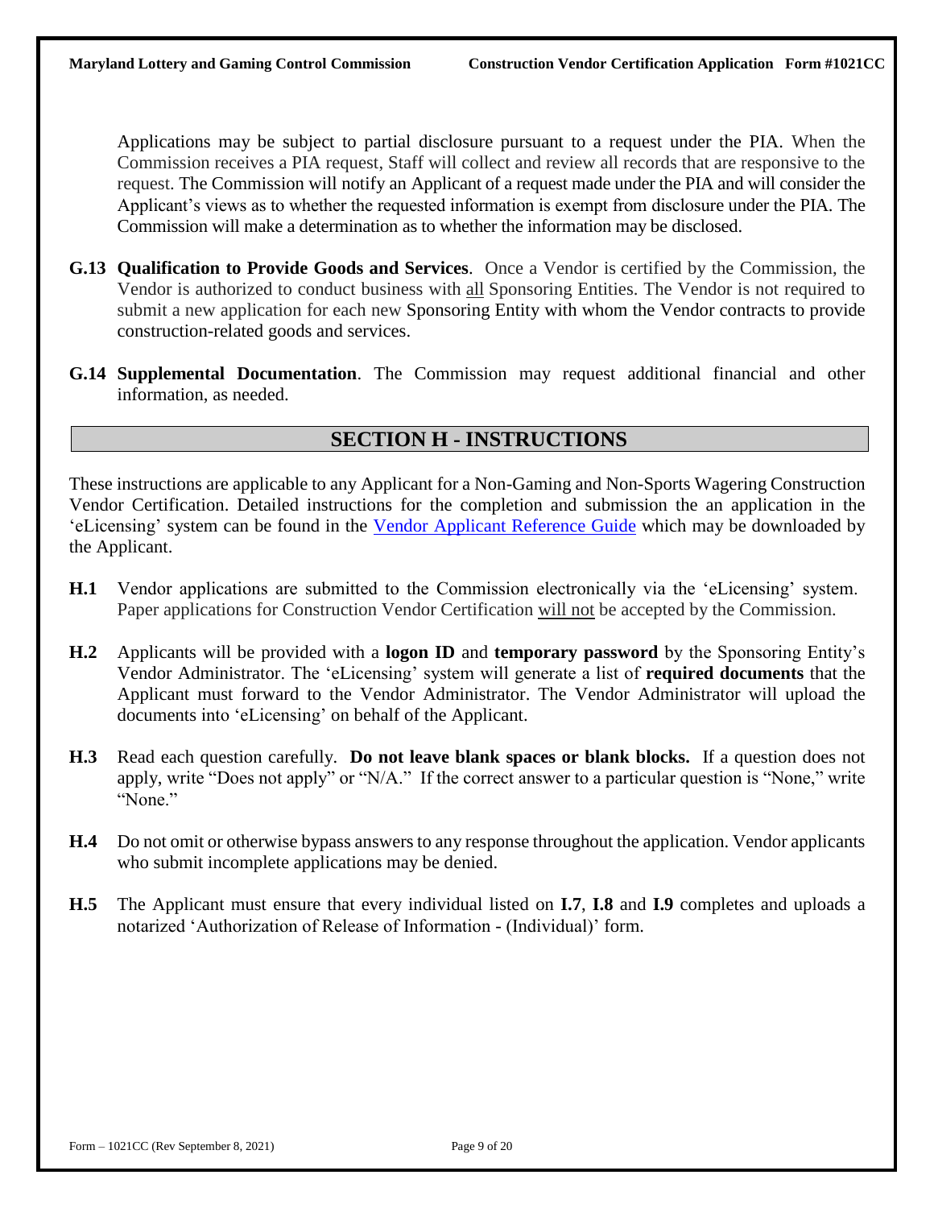Applications may be subject to partial disclosure pursuant to a request under the PIA. When the Commission receives a PIA request, Staff will collect and review all records that are responsive to the request. The Commission will notify an Applicant of a request made under the PIA and will consider the Applicant's views as to whether the requested information is exempt from disclosure under the PIA. The Commission will make a determination as to whether the information may be disclosed.

**G.13 Qualification to Provide Goods and Services**. Once a Vendor is certified by the Commission, the Vendor is authorized to conduct business with all Sponsoring Entities. The Vendor is not required to submit a new application for each new Sponsoring Entity with whom the Vendor contracts to provide construction-related goods and services.

**G.14 Supplemental Documentation**. The Commission may request additional financial and other information, as needed.

## SECTION H - INSTRUCTIONS

These instructions are applicable to any Applicant for a Non-Gaming and Non-Sports Wagering Construction Vendor Certification. Detailed instructions for the completion and submission the an application in the 'eLicensing' system can be found in the Vendor Applicant Reference Guide which may be downloaded by the Applicant.

**H.1** Vendor applications are submitted to the Commission electronically via the 'eLicensing' system. Paper applications for Construction Vendor Certification will not be accepted by the Commission.

**H.2** Applicants will be provided with a **logon ID** and **temporary password** by the Sponsoring Entity's Vendor Administrator. The 'eLicensing' system will generate a list of **required documents** that the Applicant must forward to the Vendor Administrator. The Vendor Administrator will upload the documents into 'eLicensing' on behalf of the Applicant.

**H.3** Read each question carefully. **Do not leave blank spaces or blank blocks.** If a question does not apply, write "Does not apply" or "N/A." If the correct answer to a particular question is "None," write "None."

**H.4** Do not omit or otherwise bypass answers to any response throughout the application. Vendor applicants who submit incomplete applications may be denied.

**H.5** The Applicant must ensure that every individual listed on **I.7**, **I.8** and **I.9** completes and uploads a notarized 'Authorization of Release of Information - (Individual)' form.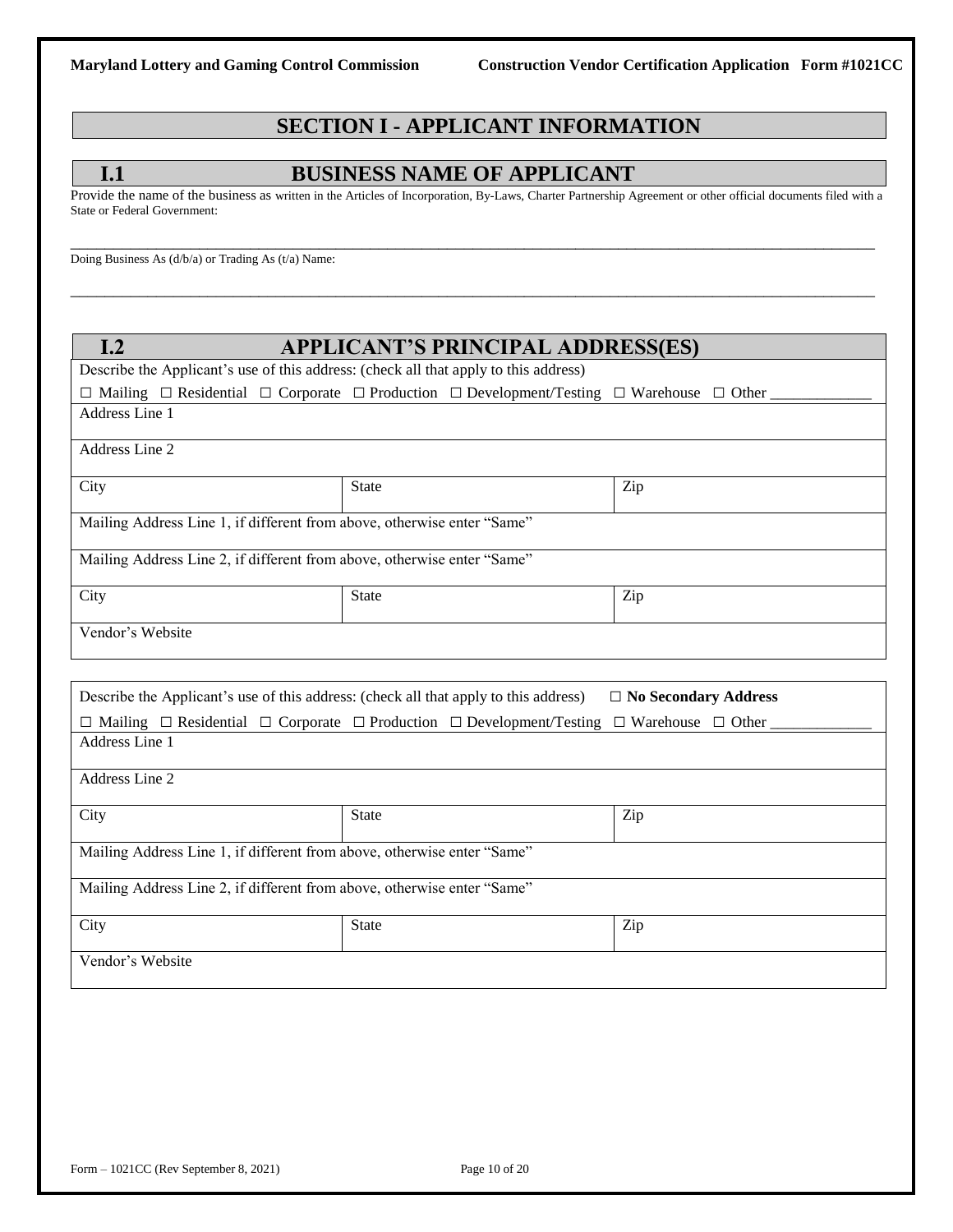# SECTION I - APPLICANT INFORMATION

## I.1 BUSINESS NAME OF APPLICANT

Provide the name of the business as written in the Articles of Incorporation, By-Laws, Charter Partnership Agreement or other official documents filed with a State or Federal Government:

\_\_\_\_\_\_\_\_\_\_\_\_\_\_\_\_\_\_\_\_\_\_\_\_\_\_\_\_\_\_\_\_\_\_\_\_\_\_\_\_\_\_\_\_\_\_\_\_\_\_\_\_\_\_\_\_\_\_\_\_\_\_\_\_\_\_\_\_\_\_\_\_\_\_\_\_\_\_

Doing Business As (d/b/a) or Trading As (t/a) Name:

\_\_\_\_\_\_\_\_\_\_\_\_\_\_\_\_\_\_\_\_\_\_\_\_\_\_\_\_\_\_\_\_\_\_\_\_\_\_\_\_\_\_\_\_\_\_\_\_\_\_\_\_\_\_\_\_\_\_\_\_\_\_\_\_\_\_\_\_\_\_\_\_\_\_\_\_\_\_

## I.2 APPLICANT'S PRINCIPAL ADDRESS(ES)

| Describe the Applicant's use of this address: (check all that apply to this address)<br>☐ Mailing ☐ Residential ☐ Corporate ☐ Production ☐ Development/Testing ☐ Warehouse ☐ Other \_\_\_\_\_\_\_\_\_\_\_\_ | | |
|---|---|---|
| Address Line 1 | | |
| Address Line 2 | | |
| City | State | Zip |
| Mailing Address Line 1, if different from above, otherwise enter "Same" | | |
| Mailing Address Line 2, if different from above, otherwise enter "Same" | | |
| City | State | Zip |
| Vendor's Website | | |

| Describe the Applicant's use of this address: (check all that apply to this address) ☐ **No Secondary Address**<br>☐ Mailing ☐ Residential ☐ Corporate ☐ Production ☐ Development/Testing ☐ Warehouse ☐ Other \_\_\_\_\_\_\_\_\_\_\_\_ | | |
|---|---|---|
| Address Line 1 | | |
| Address Line 2 | | |
| City | State | Zip |
| Mailing Address Line 1, if different from above, otherwise enter "Same" | | |
| Mailing Address Line 2, if different from above, otherwise enter "Same" | | |
| City | State | Zip |
| Vendor's Website | | |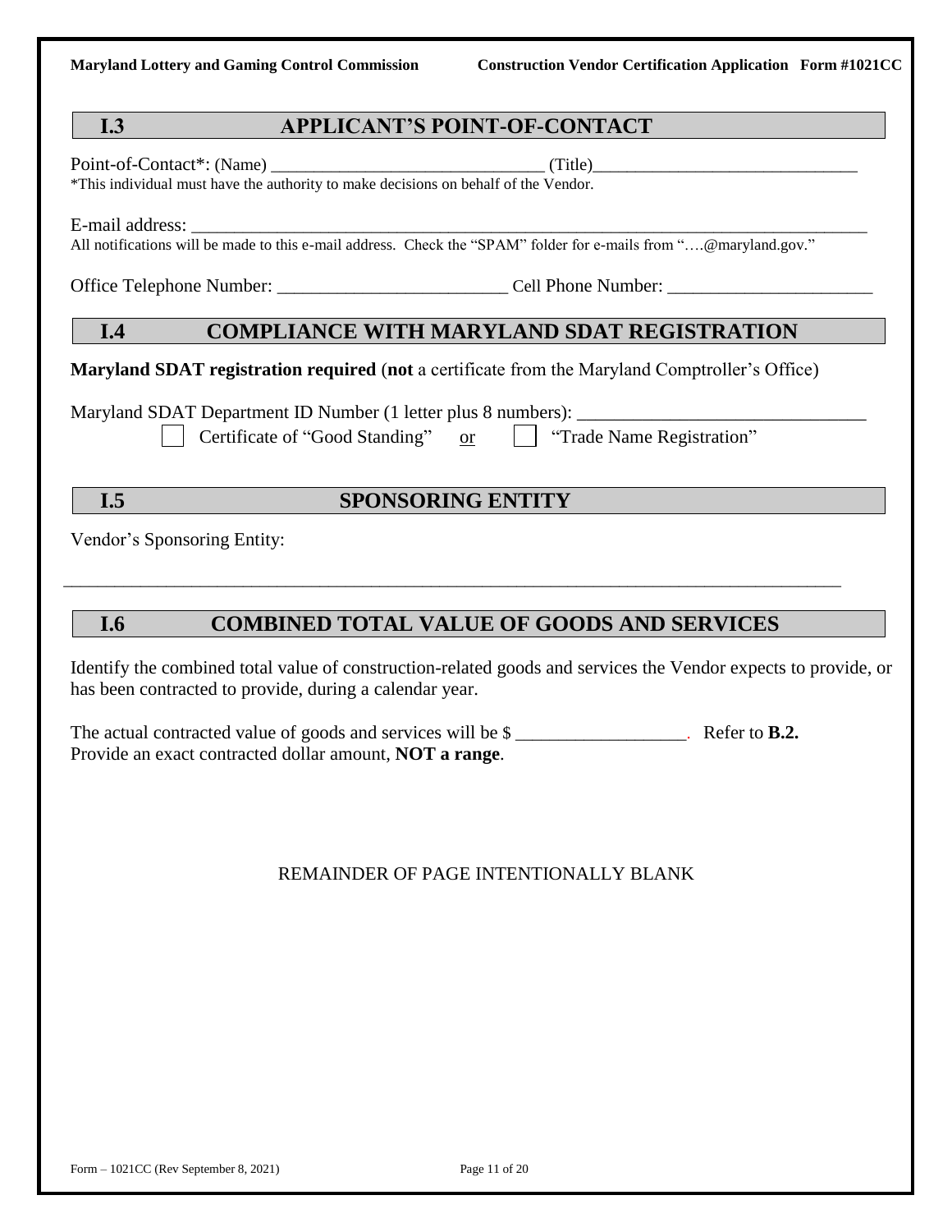## I.3 APPLICANT'S POINT-OF-CONTACT

Point-of-Contact*: (Name) ______________________________ (Title)______________________________

*This individual must have the authority to make decisions on behalf of the Vendor.

E-mail address: ______________________________________________________________________________

All notifications will be made to this e-mail address. Check the "SPAM" folder for e-mails from "….@maryland.gov."

Office Telephone Number: _________________________ Cell Phone Number: ______________________

## I.4 COMPLIANCE WITH MARYLAND SDAT REGISTRATION

**Maryland SDAT registration required** (**not** a certificate from the Maryland Comptroller's Office)

Maryland SDAT Department ID Number (1 letter plus 8 numbers): ______________________________

☐ Certificate of "Good Standing" or ☐ "Trade Name Registration"

## I.5 SPONSORING ENTITY

Vendor's Sponsoring Entity:

______________________________________________________________________________________

## I.6 COMBINED TOTAL VALUE OF GOODS AND SERVICES

Identify the combined total value of construction-related goods and services the Vendor expects to provide, or has been contracted to provide, during a calendar year.

The actual contracted value of goods and services will be $ ___________________. Refer to **B.2.**

Provide an exact contracted dollar amount, **NOT a range**.

REMAINDER OF PAGE INTENTIONALLY BLANK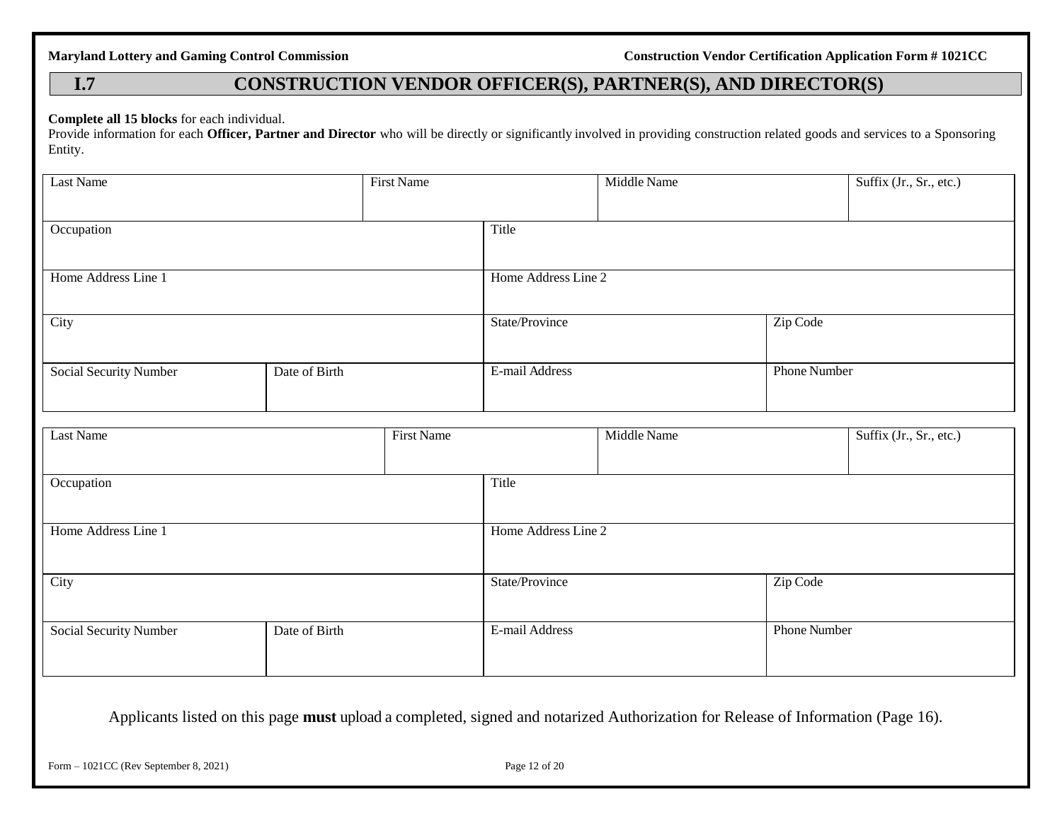## I.7 CONSTRUCTION VENDOR OFFICER(S), PARTNER(S), AND DIRECTOR(S)

**Complete all 15 blocks** for each individual.

Provide information for each **Officer, Partner and Director** who will be directly or significantly involved in providing construction related goods and services to a Sponsoring Entity.

| Last Name | First Name | Middle Name | Suffix (Jr., Sr., etc.) |
|---|---|---|---|
| | | | |

| Occupation | Title |
|---|---|
| | |

| Home Address Line 1 | Home Address Line 2 |
|---|---|
| | |

| City | State/Province | Zip Code |
|---|---|---|
| | | |

| Social Security Number | Date of Birth | E-mail Address | Phone Number |
|---|---|---|---|
| | | | |

| Last Name | First Name | Middle Name | Suffix (Jr., Sr., etc.) |
|---|---|---|---|
| | | | |

| Occupation | Title |
|---|---|
| | |

| Home Address Line 1 | Home Address Line 2 |
|---|---|
| | |

| City | State/Province | Zip Code |
|---|---|---|
| | | |

| Social Security Number | Date of Birth | E-mail Address | Phone Number |
|---|---|---|---|
| | | | |

Applicants listed on this page **must** upload a completed, signed and notarized Authorization for Release of Information (Page 16).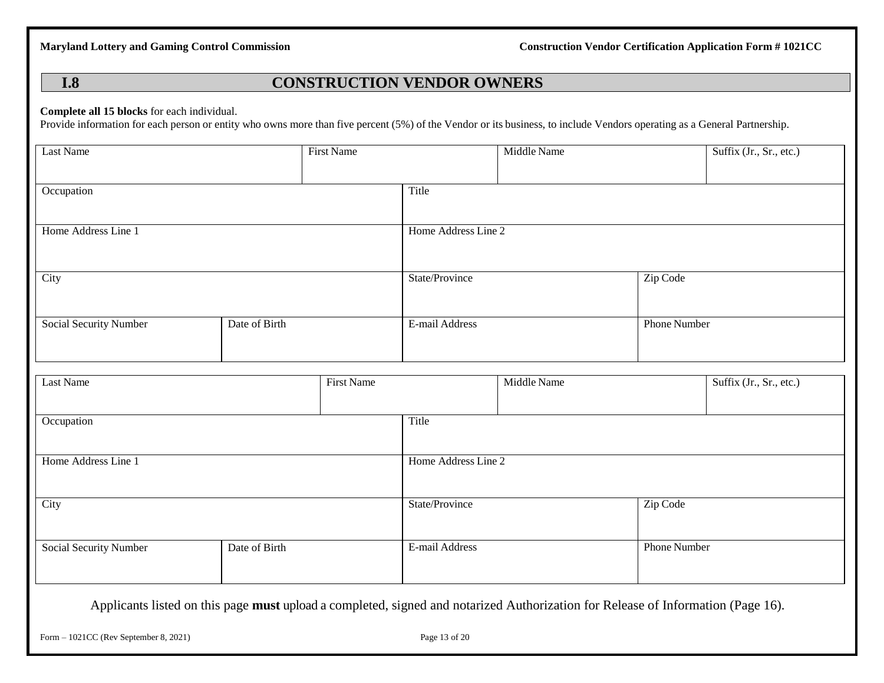## I.8 CONSTRUCTION VENDOR OWNERS

**Complete all 15 blocks** for each individual.

Provide information for each person or entity who owns more than five percent (5%) of the Vendor or its business, to include Vendors operating as a General Partnership.

| Last Name | | First Name | Middle Name | Suffix (Jr., Sr., etc.) |
|---|---|---|---|---|
| Occupation | | Title | | |
| Home Address Line 1 | | Home Address Line 2 | | |
| City | | State/Province | | Zip Code |
| Social Security Number | Date of Birth | E-mail Address | | Phone Number |

| Last Name | | First Name | Middle Name | Suffix (Jr., Sr., etc.) |
|---|---|---|---|---|
| Occupation | | Title | | |
| Home Address Line 1 | | Home Address Line 2 | | |
| City | | State/Province | | Zip Code |
| Social Security Number | Date of Birth | E-mail Address | | Phone Number |

Applicants listed on this page **must** upload a completed, signed and notarized Authorization for Release of Information (Page 16).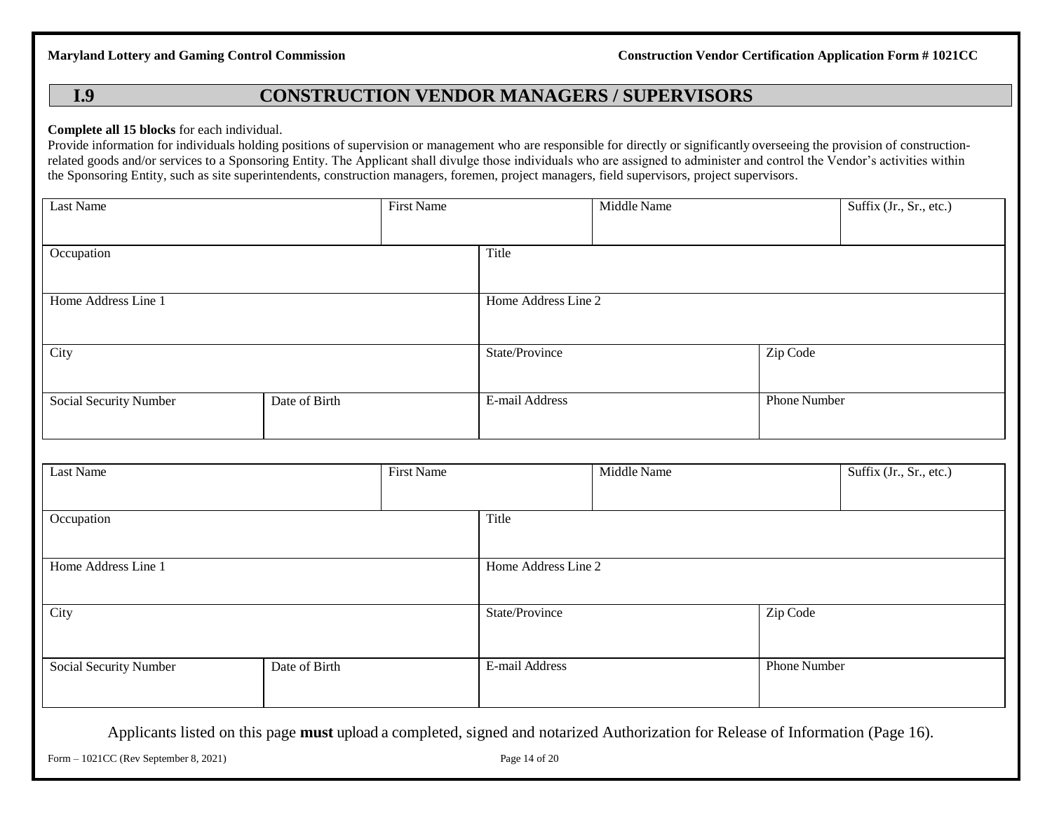## I.9 CONSTRUCTION VENDOR MANAGERS / SUPERVISORS

**Complete all 15 blocks** for each individual.

Provide information for individuals holding positions of supervision or management who are responsible for directly or significantly overseeing the provision of construction-related goods and/or services to a Sponsoring Entity. The Applicant shall divulge those individuals who are assigned to administer and control the Vendor's activities within the Sponsoring Entity, such as site superintendents, construction managers, foremen, project managers, field supervisors, project supervisors.

| Last Name | | First Name | | Middle Name | Suffix (Jr., Sr., etc.) |
|---|---|---|---|---|---|
| Occupation | | | Title | | |
| Home Address Line 1 | | | Home Address Line 2 | | |
| City | | | State/Province | Zip Code | |
| Social Security Number | Date of Birth | | E-mail Address | Phone Number | |

| Last Name | | First Name | | Middle Name | Suffix (Jr., Sr., etc.) |
|---|---|---|---|---|---|
| Occupation | | | Title | | |
| Home Address Line 1 | | | Home Address Line 2 | | |
| City | | | State/Province | Zip Code | |
| Social Security Number | Date of Birth | | E-mail Address | Phone Number | |

Applicants listed on this page **must** upload a completed, signed and notarized Authorization for Release of Information (Page 16).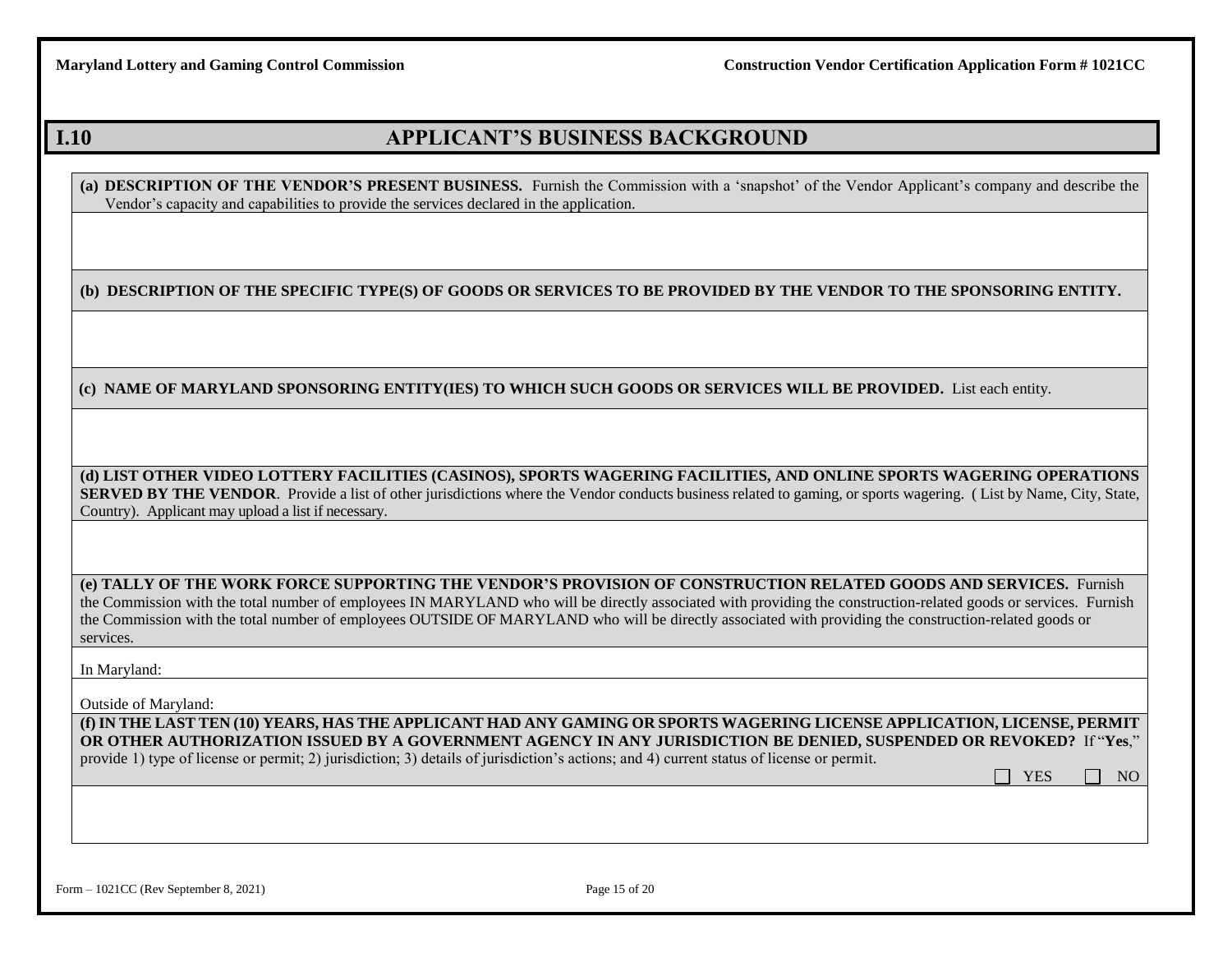## I.10 APPLICANT'S BUSINESS BACKGROUND

**(a) DESCRIPTION OF THE VENDOR'S PRESENT BUSINESS.** Furnish the Commission with a 'snapshot' of the Vendor Applicant's company and describe the Vendor's capacity and capabilities to provide the services declared in the application.

**(b) DESCRIPTION OF THE SPECIFIC TYPE(S) OF GOODS OR SERVICES TO BE PROVIDED BY THE VENDOR TO THE SPONSORING ENTITY.**

**(c) NAME OF MARYLAND SPONSORING ENTITY(IES) TO WHICH SUCH GOODS OR SERVICES WILL BE PROVIDED.** List each entity.

**(d) LIST OTHER VIDEO LOTTERY FACILITIES (CASINOS), SPORTS WAGERING FACILITIES, AND ONLINE SPORTS WAGERING OPERATIONS SERVED BY THE VENDOR**. Provide a list of other jurisdictions where the Vendor conducts business related to gaming, or sports wagering. ( List by Name, City, State, Country). Applicant may upload a list if necessary.

**(e) TALLY OF THE WORK FORCE SUPPORTING THE VENDOR'S PROVISION OF CONSTRUCTION RELATED GOODS AND SERVICES.** Furnish the Commission with the total number of employees IN MARYLAND who will be directly associated with providing the construction-related goods or services. Furnish the Commission with the total number of employees OUTSIDE OF MARYLAND who will be directly associated with providing the construction-related goods or services.

In Maryland:

Outside of Maryland:

**(f) IN THE LAST TEN (10) YEARS, HAS THE APPLICANT HAD ANY GAMING OR SPORTS WAGERING LICENSE APPLICATION, LICENSE, PERMIT OR OTHER AUTHORIZATION ISSUED BY A GOVERNMENT AGENCY IN ANY JURISDICTION BE DENIED, SUSPENDED OR REVOKED?** If "**Yes**," provide 1) type of license or permit; 2) jurisdiction; 3) details of jurisdiction's actions; and 4) current status of license or permit.

☐ YES ☐ NO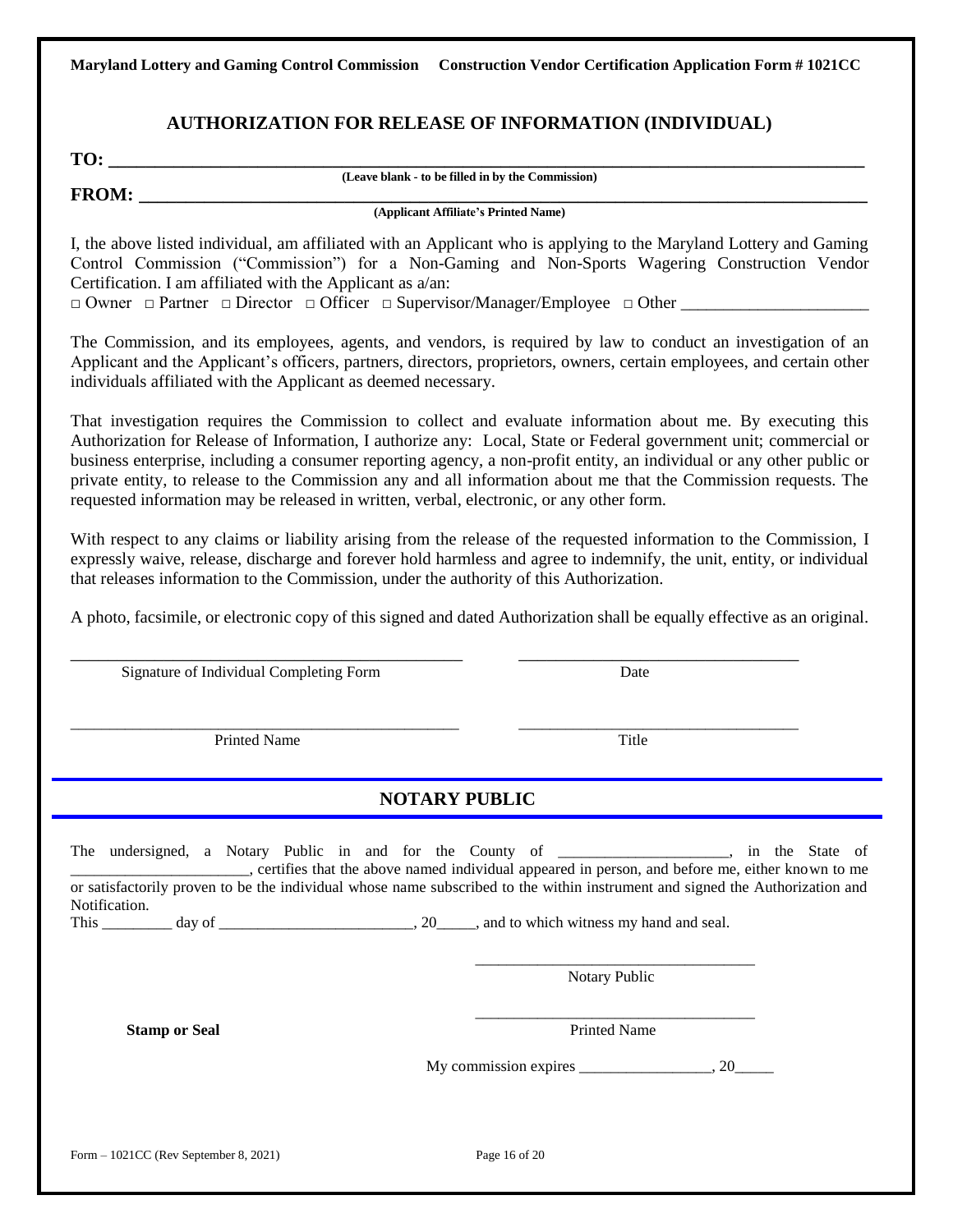# AUTHORIZATION FOR RELEASE OF INFORMATION (INDIVIDUAL)

**TO:** ______________________________________________________________________________

**(Leave blank - to be filled in by the Commission)**

**FROM:** ____________________________________________________________________________

**(Applicant Affiliate's Printed Name)**

I, the above listed individual, am affiliated with an Applicant who is applying to the Maryland Lottery and Gaming Control Commission ("Commission") for a Non-Gaming and Non-Sports Wagering Construction Vendor Certification. I am affiliated with the Applicant as a/an:

□ Owner □ Partner □ Director □ Officer □ Supervisor/Manager/Employee □ Other ______________________

The Commission, and its employees, agents, and vendors, is required by law to conduct an investigation of an Applicant and the Applicant's officers, partners, directors, proprietors, owners, certain employees, and certain other individuals affiliated with the Applicant as deemed necessary.

That investigation requires the Commission to collect and evaluate information about me. By executing this Authorization for Release of Information, I authorize any: Local, State or Federal government unit; commercial or business enterprise, including a consumer reporting agency, a non-profit entity, an individual or any other public or private entity, to release to the Commission any and all information about me that the Commission requests. The requested information may be released in written, verbal, electronic, or any other form.

With respect to any claims or liability arising from the release of the requested information to the Commission, I expressly waive, release, discharge and forever hold harmless and agree to indemnify, the unit, entity, or individual that releases information to the Commission, under the authority of this Authorization.

A photo, facsimile, or electronic copy of this signed and dated Authorization shall be equally effective as an original.

_______________________________________ _______________________________

Signature of Individual Completing Form Date

_______________________________________ _______________________________

Printed Name Title

## NOTARY PUBLIC

The undersigned, a Notary Public in and for the County of ______________________, in the State of ______________________, certifies that the above named individual appeared in person, and before me, either known to me or satisfactorily proven to be the individual whose name subscribed to the within instrument and signed the Authorization and Notification.

This _________ day of _________________________, 20_____, and to which witness my hand and seal.

_______________________________

Notary Public

**Stamp or Seal**

_______________________________

Printed Name

My commission expires _________________, 20_____

Form – 1021CC (Rev September 8, 2021)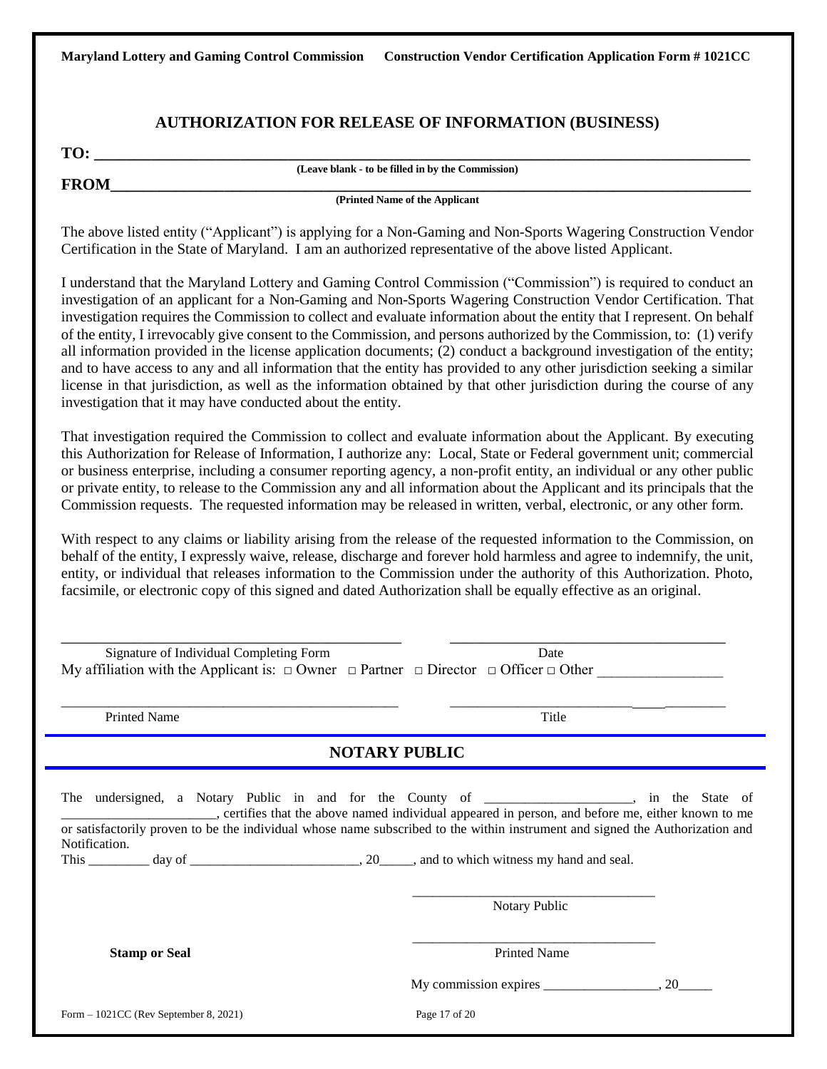## AUTHORIZATION FOR RELEASE OF INFORMATION (BUSINESS)

**TO:** ____________________________________________________________________________

**(Leave blank - to be filled in by the Commission)**

**FROM**____________________________________________________________________________

**(Printed Name of the Applicant**

The above listed entity ("Applicant") is applying for a Non-Gaming and Non-Sports Wagering Construction Vendor Certification in the State of Maryland. I am an authorized representative of the above listed Applicant.

I understand that the Maryland Lottery and Gaming Control Commission ("Commission") is required to conduct an investigation of an applicant for a Non-Gaming and Non-Sports Wagering Construction Vendor Certification. That investigation requires the Commission to collect and evaluate information about the entity that I represent. On behalf of the entity, I irrevocably give consent to the Commission, and persons authorized by the Commission, to: (1) verify all information provided in the license application documents; (2) conduct a background investigation of the entity; and to have access to any and all information that the entity has provided to any other jurisdiction seeking a similar license in that jurisdiction, as well as the information obtained by that other jurisdiction during the course of any investigation that it may have conducted about the entity.

That investigation required the Commission to collect and evaluate information about the Applicant. By executing this Authorization for Release of Information, I authorize any: Local, State or Federal government unit; commercial or business enterprise, including a consumer reporting agency, a non-profit entity, an individual or any other public or private entity, to release to the Commission any and all information about the Applicant and its principals that the Commission requests. The requested information may be released in written, verbal, electronic, or any other form.

With respect to any claims or liability arising from the release of the requested information to the Commission, on behalf of the entity, I expressly waive, release, discharge and forever hold harmless and agree to indemnify, the unit, entity, or individual that releases information to the Commission under the authority of this Authorization. Photo, facsimile, or electronic copy of this signed and dated Authorization shall be equally effective as an original.

_______________________________________ _______________________________

Signature of Individual Completing Form Date

My affiliation with the Applicant is: □ Owner □ Partner □ Director □ Officer □ Other _________________

_______________________________________ _______________________________

Printed Name Title

## NOTARY PUBLIC

The undersigned, a Notary Public in and for the County of _____________________, in the State of _______________________, certifies that the above named individual appeared in person, and before me, either known to me or satisfactorily proven to be the individual whose name subscribed to the within instrument and signed the Authorization and Notification.

This _________ day of _________________________, 20_____, and to which witness my hand and seal.

___________________________________

Notary Public

___________________________________

**Stamp or Seal** Printed Name

My commission expires _________________, 20_____

Form – 1021CC (Rev September 8, 2021)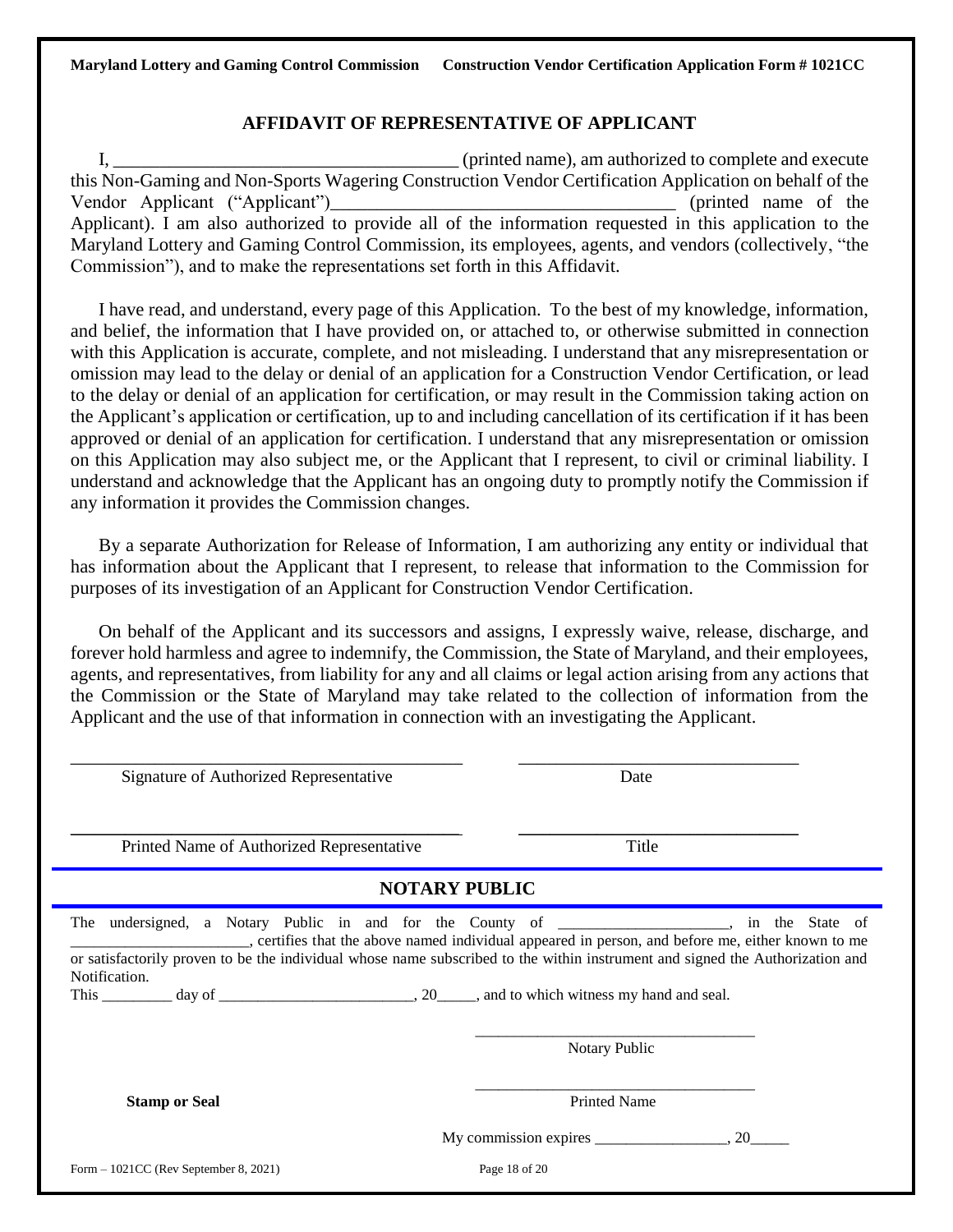## AFFIDAVIT OF REPRESENTATIVE OF APPLICANT

I, _____________________________________ (printed name), am authorized to complete and execute this Non-Gaming and Non-Sports Wagering Construction Vendor Certification Application on behalf of the Vendor Applicant ("Applicant")_____________________________________ (printed name of the Applicant). I am also authorized to provide all of the information requested in this application to the Maryland Lottery and Gaming Control Commission, its employees, agents, and vendors (collectively, "the Commission"), and to make the representations set forth in this Affidavit.

I have read, and understand, every page of this Application. To the best of my knowledge, information, and belief, the information that I have provided on, or attached to, or otherwise submitted in connection with this Application is accurate, complete, and not misleading. I understand that any misrepresentation or omission may lead to the delay or denial of an application for a Construction Vendor Certification, or lead to the delay or denial of an application for certification, or may result in the Commission taking action on the Applicant's application or certification, up to and including cancellation of its certification if it has been approved or denial of an application for certification. I understand that any misrepresentation or omission on this Application may also subject me, or the Applicant that I represent, to civil or criminal liability. I understand and acknowledge that the Applicant has an ongoing duty to promptly notify the Commission if any information it provides the Commission changes.

By a separate Authorization for Release of Information, I am authorizing any entity or individual that has information about the Applicant that I represent, to release that information to the Commission for purposes of its investigation of an Applicant for Construction Vendor Certification.

On behalf of the Applicant and its successors and assigns, I expressly waive, release, discharge, and forever hold harmless and agree to indemnify, the Commission, the State of Maryland, and their employees, agents, and representatives, from liability for any and all claims or legal action arising from any actions that the Commission or the State of Maryland may take related to the collection of information from the Applicant and the use of that information in connection with an investigating the Applicant.

_____________________________________ _____________________________
Signature of Authorized Representative Date

_____________________________________ _____________________________
Printed Name of Authorized Representative Title

## NOTARY PUBLIC

The undersigned, a Notary Public in and for the County of _____________________, in the State of _______________________, certifies that the above named individual appeared in person, and before me, either known to me or satisfactorily proven to be the individual whose name subscribed to the within instrument and signed the Authorization and Notification.

This _________ day of _________________________, 20_____, and to which witness my hand and seal.

___________________________________
Notary Public

**Stamp or Seal**

___________________________________
Printed Name

My commission expires _________________, 20_____

Form – 1021CC (Rev September 8, 2021)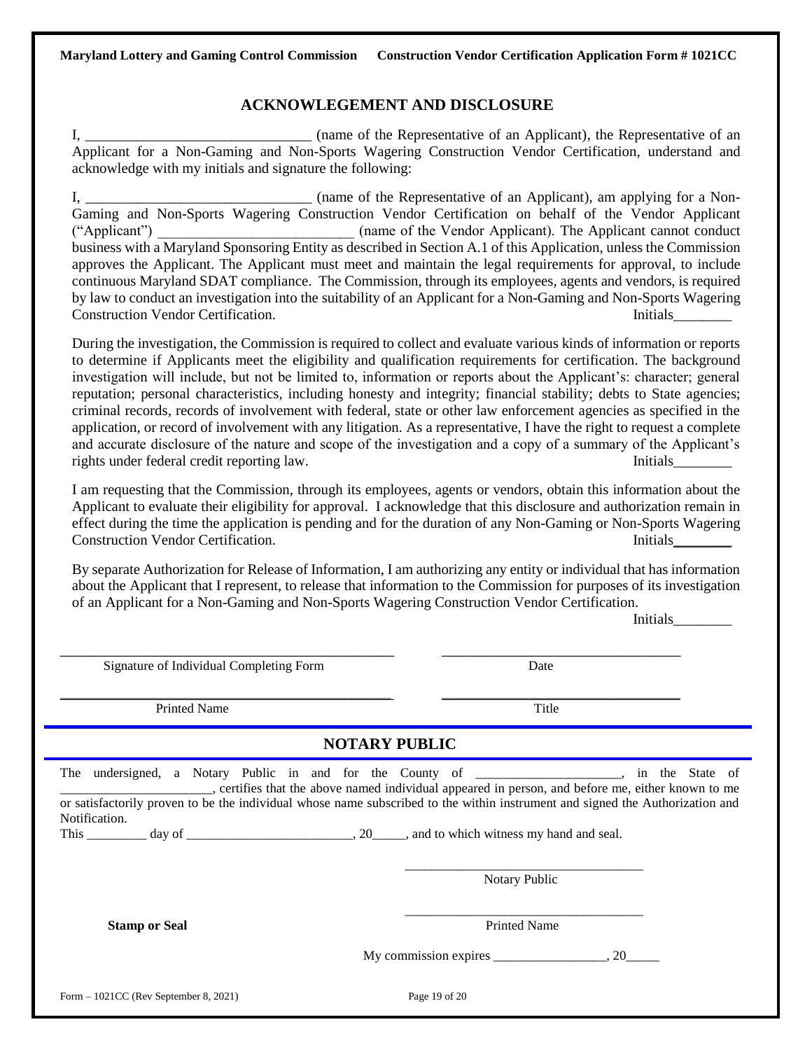## ACKNOWLEGEMENT AND DISCLOSURE

I, ______________________________ (name of the Representative of an Applicant), the Representative of an Applicant for a Non-Gaming and Non-Sports Wagering Construction Vendor Certification, understand and acknowledge with my initials and signature the following:

I, ______________________________ (name of the Representative of an Applicant), am applying for a Non-Gaming and Non-Sports Wagering Construction Vendor Certification on behalf of the Vendor Applicant ("Applicant") __________________________ (name of the Vendor Applicant). The Applicant cannot conduct business with a Maryland Sponsoring Entity as described in Section A.1 of this Application, unless the Commission approves the Applicant. The Applicant must meet and maintain the legal requirements for approval, to include continuous Maryland SDAT compliance. The Commission, through its employees, agents and vendors, is required by law to conduct an investigation into the suitability of an Applicant for a Non-Gaming and Non-Sports Wagering Construction Vendor Certification. Initials________

During the investigation, the Commission is required to collect and evaluate various kinds of information or reports to determine if Applicants meet the eligibility and qualification requirements for certification. The background investigation will include, but not be limited to, information or reports about the Applicant's: character; general reputation; personal characteristics, including honesty and integrity; financial stability; debts to State agencies; criminal records, records of involvement with federal, state or other law enforcement agencies as specified in the application, or record of involvement with any litigation. As a representative, I have the right to request a complete and accurate disclosure of the nature and scope of the investigation and a copy of a summary of the Applicant's rights under federal credit reporting law. Initials________

I am requesting that the Commission, through its employees, agents or vendors, obtain this information about the Applicant to evaluate their eligibility for approval. I acknowledge that this disclosure and authorization remain in effect during the time the application is pending and for the duration of any Non-Gaming or Non-Sports Wagering Construction Vendor Certification. Initials________

By separate Authorization for Release of Information, I am authorizing any entity or individual that has information about the Applicant that I represent, to release that information to the Commission for purposes of its investigation of an Applicant for a Non-Gaming and Non-Sports Wagering Construction Vendor Certification.

Initials________

______________________________________________ ________________________________

Signature of Individual Completing Form Date

______________________________________________ ________________________________

Printed Name Title

## NOTARY PUBLIC

The undersigned, a Notary Public in and for the County of _____________________, in the State of ______________________, certifies that the above named individual appeared in person, and before me, either known to me or satisfactorily proven to be the individual whose name subscribed to the within instrument and signed the Authorization and Notification.

This _________ day of _________________________, 20_____, and to which witness my hand and seal.

___________________________________

Notary Public

**Stamp or Seal**

___________________________________

Printed Name

My commission expires ________________, 20_____

Form – 1021CC (Rev September 8, 2021)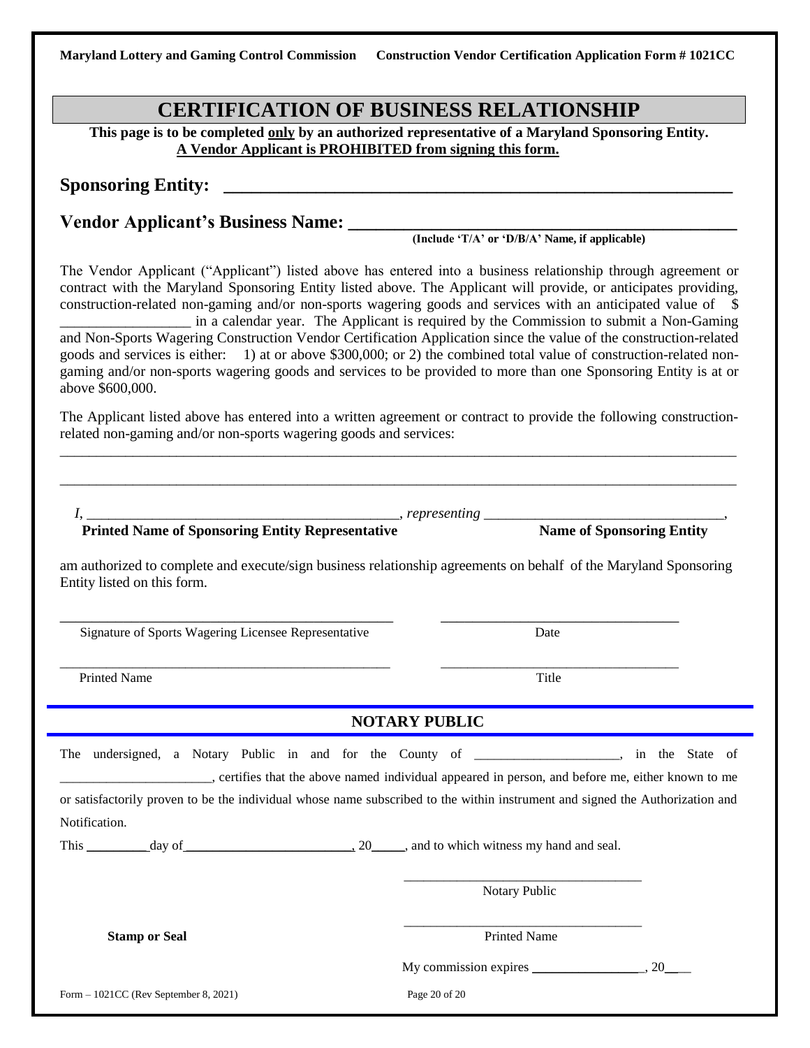# CERTIFICATION OF BUSINESS RELATIONSHIP

**This page is to be completed only by an authorized representative of a Maryland Sponsoring Entity. A Vendor Applicant is PROHIBITED from signing this form.**

**Sponsoring Entity: ________________________________________________________**

**Vendor Applicant's Business Name: ______________________________________________**
**(Include 'T/A' or 'D/B/A' Name, if applicable)**

The Vendor Applicant ("Applicant") listed above has entered into a business relationship through agreement or contract with the Maryland Sponsoring Entity listed above. The Applicant will provide, or anticipates providing, construction-related non-gaming and/or non-sports wagering goods and services with an anticipated value of $ __________________ in a calendar year. The Applicant is required by the Commission to submit a Non-Gaming and Non-Sports Wagering Construction Vendor Certification Application since the value of the construction-related goods and services is either: 1) at or above $300,000; or 2) the combined total value of construction-related non-gaming and/or non-sports wagering goods and services to be provided to more than one Sponsoring Entity is at or above $600,000.

The Applicant listed above has entered into a written agreement or contract to provide the following construction-related non-gaming and/or non-sports wagering goods and services:

______________________________________________________________________________________________

______________________________________________________________________________________________

*I,* ____________________________________________*, representing* _________________________________,
**Printed Name of Sponsoring Entity Representative** **Name of Sponsoring Entity**

am authorized to complete and execute/sign business relationship agreements on behalf of the Maryland Sponsoring Entity listed on this form.

________________________________________________ ________________________________
Signature of Sports Wagering Licensee Representative Date

________________________________________________ ________________________________
Printed Name Title

## NOTARY PUBLIC

The undersigned, a Notary Public in and for the County of ______________________, in the State of _______________________, certifies that the above named individual appeared in person, and before me, either known to me or satisfactorily proven to be the individual whose name subscribed to the within instrument and signed the Authorization and Notification.

This _________ day of _________________________, 20_____, and to which witness my hand and seal.

___________________________________
Notary Public

**Stamp or Seal**

___________________________________
Printed Name

My commission expires _________________, 20___

Form – 1021CC (Rev September 8, 2021)